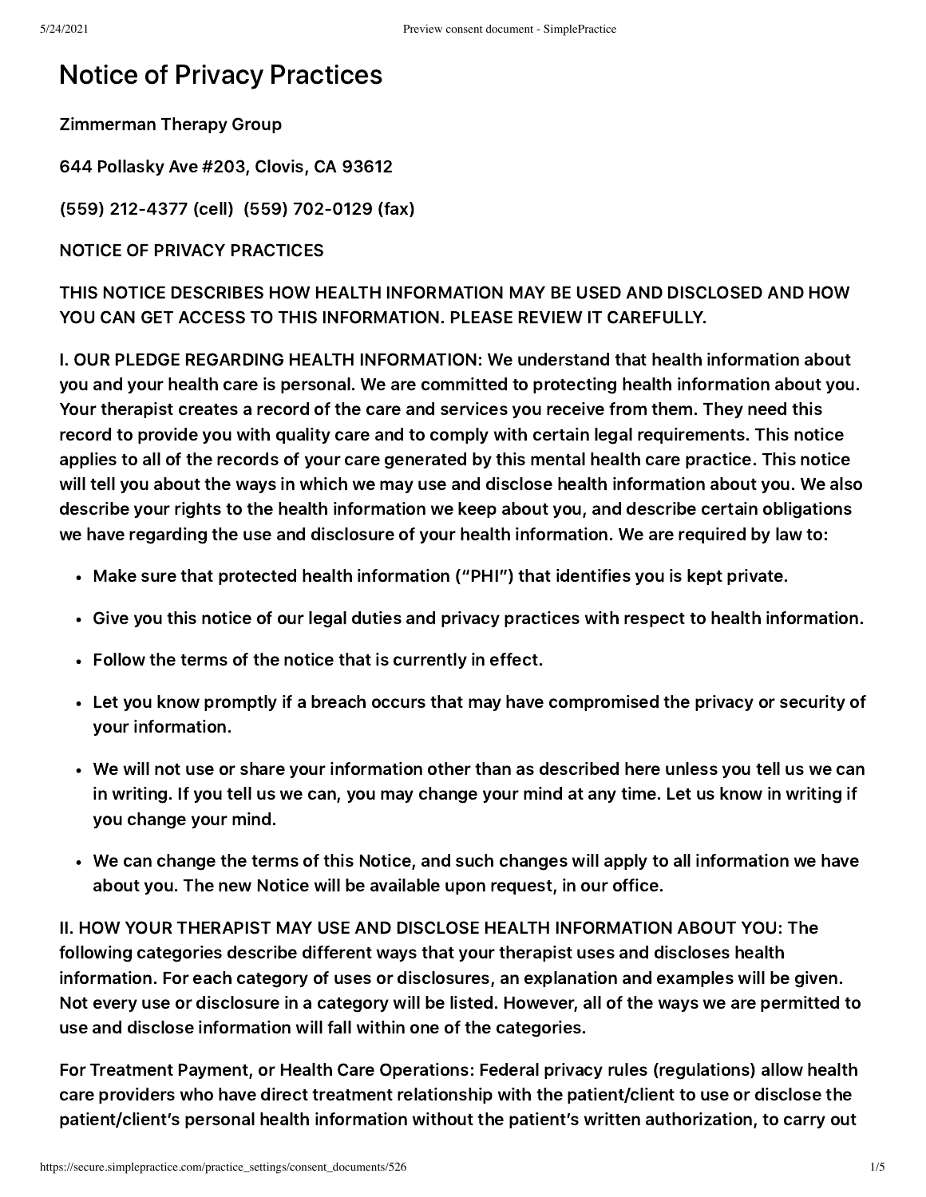# Notice of Privacy Practices

Zimmerman Therapy Group

644 Pollasky Ave #203, Clovis, CA 93612

(559) 212-4377 (cell)  (559) 702-0129 (fax)

NOTICE OF PRIVACY PRACTICES

THIS NOTICE DESCRIBES HOW HEALTH INFORMATION MAY BE USED AND DISCLOSED AND HOW YOU CAN GET ACCESS TO THIS INFORMATION. PLEASE REVIEW IT CAREFULLY.

I. OUR PLEDGE REGARDING HEALTH INFORMATION: We understand that health information about you and your health care is personal. We are committed to protecting health information about you. Your therapist creates a record of the care and services you receive from them. They need this record to provide you with quality care and to comply with certain legal requirements. This notice applies to all of the records of your care generated by this mental health care practice. This notice will tell you about the ways in which we may use and disclose health information about you. We also describe your rights to the health information we keep about you, and describe certain obligations we have regarding the use and disclosure of your health information. We are required by law to:

- Make sure that protected health information ("PHI") that identifies you is kept private.
- Give you this notice of our legal duties and privacy practices with respect to health information.
- Follow the terms of the notice that is currently in effect.
- Let you know promptly if a breach occurs that may have compromised the privacy or security of your information.
- We will not use or share your information other than as described here unless you tell us we can in writing. If you tell us we can, you may change your mind at any time. Let us know in writing if you change your mind.
- We can change the terms of this Notice, and such changes will apply to all information we have about you. The new Notice will be available upon request, in our office.

II. HOW YOUR THERAPIST MAY USE AND DISCLOSE HEALTH INFORMATION ABOUT YOU: The following categories describe different ways that your therapist uses and discloses health information. For each category of uses or disclosures, an explanation and examples will be given. Not every use or disclosure in a category will be listed. However, all of the ways we are permitted to use and disclose information will fall within one of the categories.

For Treatment Payment, or Health Care Operations: Federal privacy rules (regulations) allow health care providers who have direct treatment relationship with the patient/client to use or disclose the patient/client's personal health information without the patient's written authorization, to carry out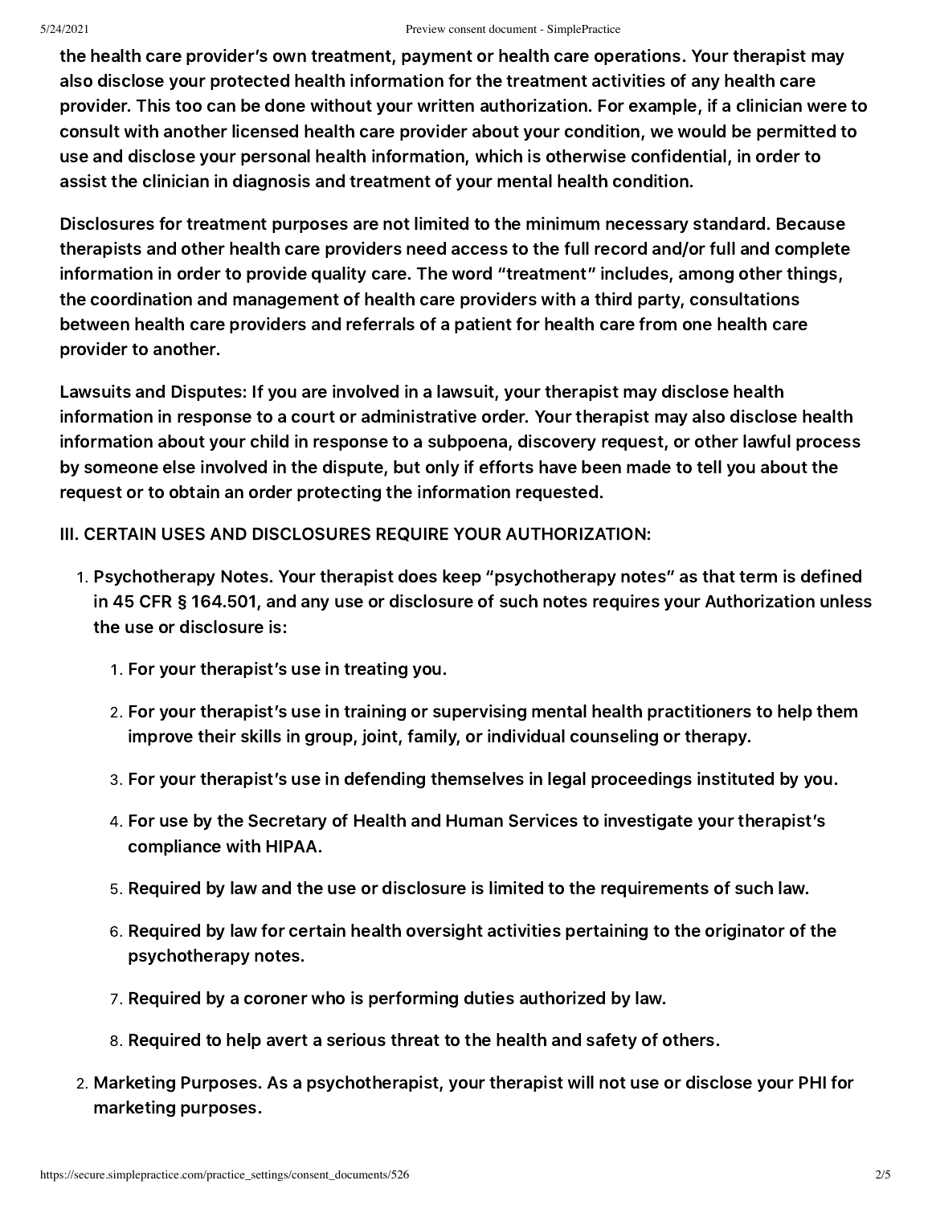the health care provider's own treatment, payment or health care operations. Your therapist may also disclose your protected health information for the treatment activities of any health care provider. This too can be done without your written authorization. For example, if a clinician were to consult with another licensed health care provider about your condition, we would be permitted to use and disclose your personal health information, which is otherwise confidential, in order to assist the clinician in diagnosis and treatment of your mental health condition.

Disclosures for treatment purposes are not limited to the minimum necessary standard. Because therapists and other health care providers need access to the full record and/or full and complete information in order to provide quality care. The word "treatment" includes, among other things, the coordination and management of health care providers with a third party, consultations between health care providers and referrals of a patient for health care from one health care provider to another.

Lawsuits and Disputes: If you are involved in a lawsuit, your therapist may disclose health information in response to a court or administrative order. Your therapist may also disclose health information about your child in response to a subpoena, discovery request, or other lawful process by someone else involved in the dispute, but only if efforts have been made to tell you about the request or to obtain an order protecting the information requested.

III. CERTAIN USES AND DISCLOSURES REQUIRE YOUR AUTHORIZATION:

1. Psychotherapy Notes. Your therapist does keep "psychotherapy notes" as that term is defined in 45 CFR § 164.501, and any use or disclosure of such notes requires your Authorization unless the use or disclosure is:
    1. For your therapist's use in treating you.
    2. For your therapist's use in training or supervising mental health practitioners to help them improve their skills in group, joint, family, or individual counseling or therapy.
    3. For your therapist's use in defending themselves in legal proceedings instituted by you.
    4. For use by the Secretary of Health and Human Services to investigate your therapist's compliance with HIPAA.
    5. Required by law and the use or disclosure is limited to the requirements of such law.
    6. Required by law for certain health oversight activities pertaining to the originator of the psychotherapy notes.
    7. Required by a coroner who is performing duties authorized by law.
    8. Required to help avert a serious threat to the health and safety of others.
2. Marketing Purposes. As a psychotherapist, your therapist will not use or disclose your PHI for marketing purposes.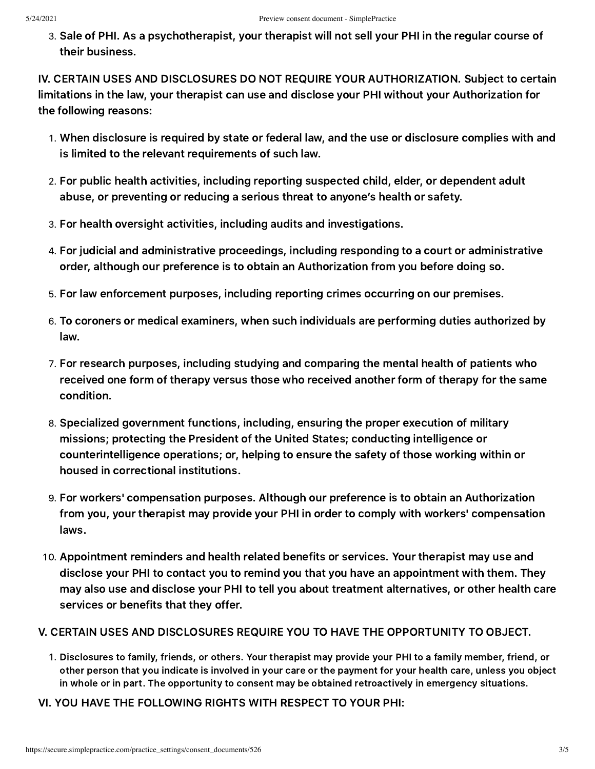3. Sale of PHI. As a psychotherapist, your therapist will not sell your PHI in the regular course of their business.

IV. CERTAIN USES AND DISCLOSURES DO NOT REQUIRE YOUR AUTHORIZATION. Subject to certain limitations in the law, your therapist can use and disclose your PHI without your Authorization for the following reasons:

1. When disclosure is required by state or federal law, and the use or disclosure complies with and is limited to the relevant requirements of such law.
2. For public health activities, including reporting suspected child, elder, or dependent adult abuse, or preventing or reducing a serious threat to anyone's health or safety.
3. For health oversight activities, including audits and investigations.
4. For judicial and administrative proceedings, including responding to a court or administrative order, although our preference is to obtain an Authorization from you before doing so.
5. For law enforcement purposes, including reporting crimes occurring on our premises.
6. To coroners or medical examiners, when such individuals are performing duties authorized by law.
7. For research purposes, including studying and comparing the mental health of patients who received one form of therapy versus those who received another form of therapy for the same condition.
8. Specialized government functions, including, ensuring the proper execution of military missions; protecting the President of the United States; conducting intelligence or counterintelligence operations; or, helping to ensure the safety of those working within or housed in correctional institutions.
9. For workers' compensation purposes. Although our preference is to obtain an Authorization from you, your therapist may provide your PHI in order to comply with workers' compensation laws.
10. Appointment reminders and health related benefits or services. Your therapist may use and disclose your PHI to contact you to remind you that you have an appointment with them. They may also use and disclose your PHI to tell you about treatment alternatives, or other health care services or benefits that they offer.

V. CERTAIN USES AND DISCLOSURES REQUIRE YOU TO HAVE THE OPPORTUNITY TO OBJECT.

1. Disclosures to family, friends, or others. Your therapist may provide your PHI to a family member, friend, or other person that you indicate is involved in your care or the payment for your health care, unless you object in whole or in part. The opportunity to consent may be obtained retroactively in emergency situations.

VI. YOU HAVE THE FOLLOWING RIGHTS WITH RESPECT TO YOUR PHI: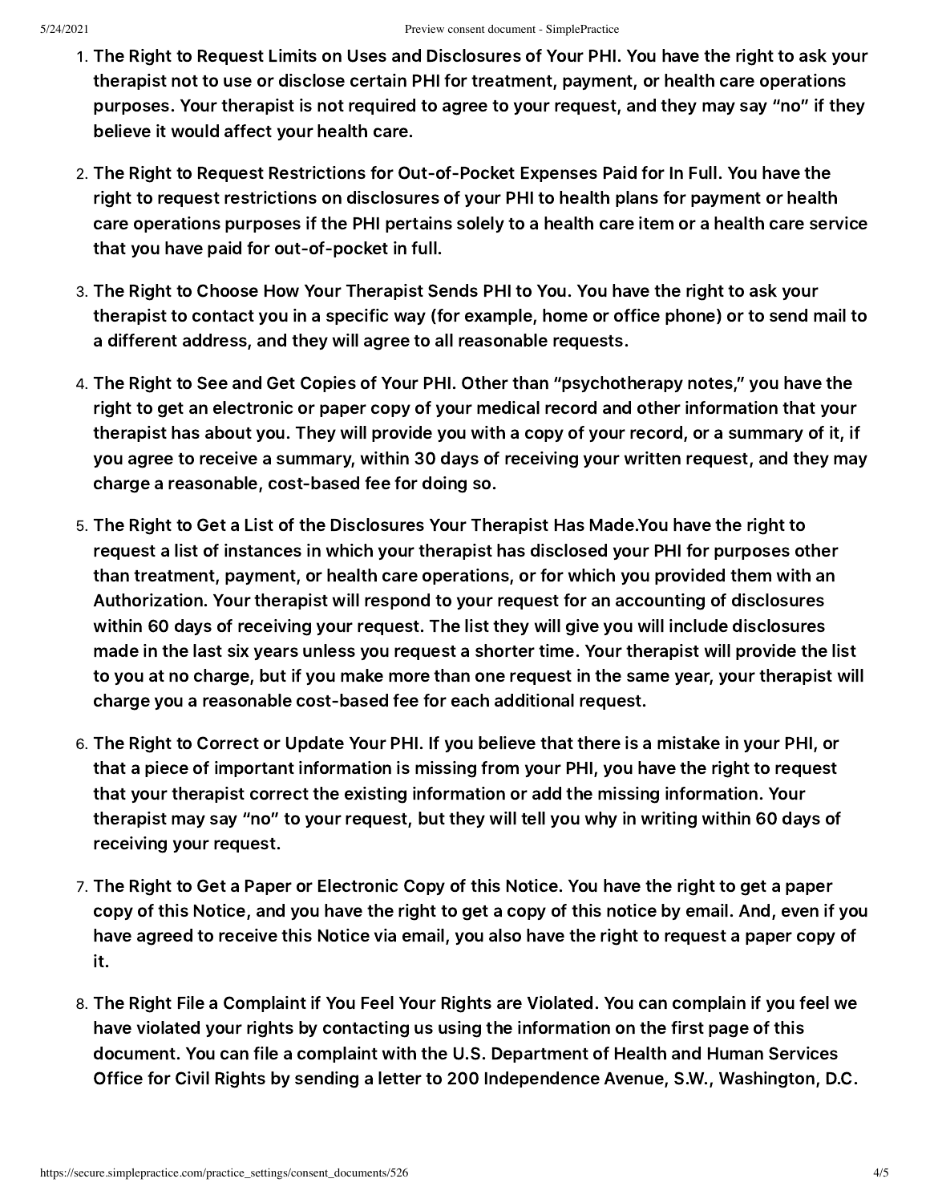1. The Right to Request Limits on Uses and Disclosures of Your PHI. You have the right to ask your therapist not to use or disclose certain PHI for treatment, payment, or health care operations purposes. Your therapist is not required to agree to your request, and they may say "no" if they believe it would affect your health care.

2. The Right to Request Restrictions for Out-of-Pocket Expenses Paid for In Full. You have the right to request restrictions on disclosures of your PHI to health plans for payment or health care operations purposes if the PHI pertains solely to a health care item or a health care service that you have paid for out-of-pocket in full.

3. The Right to Choose How Your Therapist Sends PHI to You. You have the right to ask your therapist to contact you in a specific way (for example, home or office phone) or to send mail to a different address, and they will agree to all reasonable requests.

4. The Right to See and Get Copies of Your PHI. Other than "psychotherapy notes," you have the right to get an electronic or paper copy of your medical record and other information that your therapist has about you. They will provide you with a copy of your record, or a summary of it, if you agree to receive a summary, within 30 days of receiving your written request, and they may charge a reasonable, cost-based fee for doing so.

5. The Right to Get a List of the Disclosures Your Therapist Has Made.You have the right to request a list of instances in which your therapist has disclosed your PHI for purposes other than treatment, payment, or health care operations, or for which you provided them with an Authorization. Your therapist will respond to your request for an accounting of disclosures within 60 days of receiving your request. The list they will give you will include disclosures made in the last six years unless you request a shorter time. Your therapist will provide the list to you at no charge, but if you make more than one request in the same year, your therapist will charge you a reasonable cost-based fee for each additional request.

6. The Right to Correct or Update Your PHI. If you believe that there is a mistake in your PHI, or that a piece of important information is missing from your PHI, you have the right to request that your therapist correct the existing information or add the missing information. Your therapist may say "no" to your request, but they will tell you why in writing within 60 days of receiving your request.

7. The Right to Get a Paper or Electronic Copy of this Notice. You have the right to get a paper copy of this Notice, and you have the right to get a copy of this notice by email. And, even if you have agreed to receive this Notice via email, you also have the right to request a paper copy of it.

8. The Right File a Complaint if You Feel Your Rights are Violated. You can complain if you feel we have violated your rights by contacting us using the information on the first page of this document. You can file a complaint with the U.S. Department of Health and Human Services Office for Civil Rights by sending a letter to 200 Independence Avenue, S.W., Washington, D.C.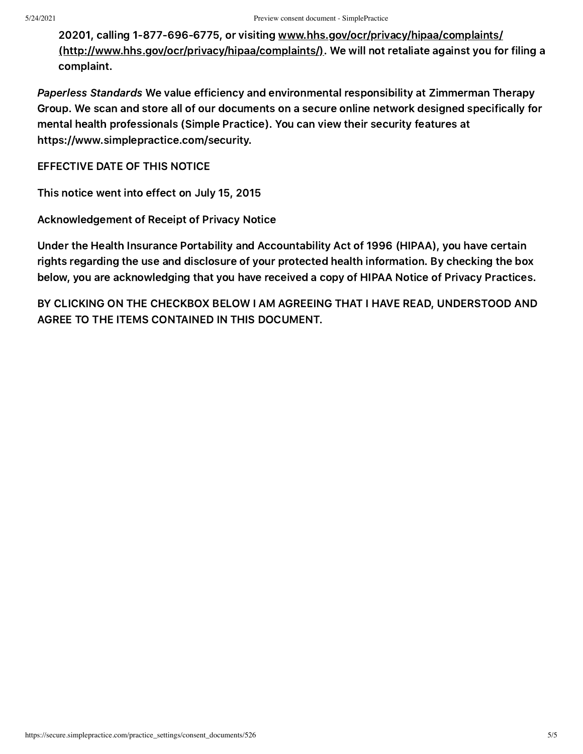20201, calling 1-877-696-6775, or visiting [www.hhs.gov/ocr/privacy/hipaa/complaints/ (http://www.hhs.gov/ocr/privacy/hipaa/complaints/)](http://www.hhs.gov/ocr/privacy/hipaa/complaints/). We will not retaliate against you for filing a complaint.

*Paperless Standards* We value efficiency and environmental responsibility at Zimmerman Therapy Group. We scan and store all of our documents on a secure online network designed specifically for mental health professionals (Simple Practice). You can view their security features at https://www.simplepractice.com/security.

EFFECTIVE DATE OF THIS NOTICE

This notice went into effect on July 15, 2015

Acknowledgement of Receipt of Privacy Notice

Under the Health Insurance Portability and Accountability Act of 1996 (HIPAA), you have certain rights regarding the use and disclosure of your protected health information. By checking the box below, you are acknowledging that you have received a copy of HIPAA Notice of Privacy Practices.

BY CLICKING ON THE CHECKBOX BELOW I AM AGREEING THAT I HAVE READ, UNDERSTOOD AND AGREE TO THE ITEMS CONTAINED IN THIS DOCUMENT.